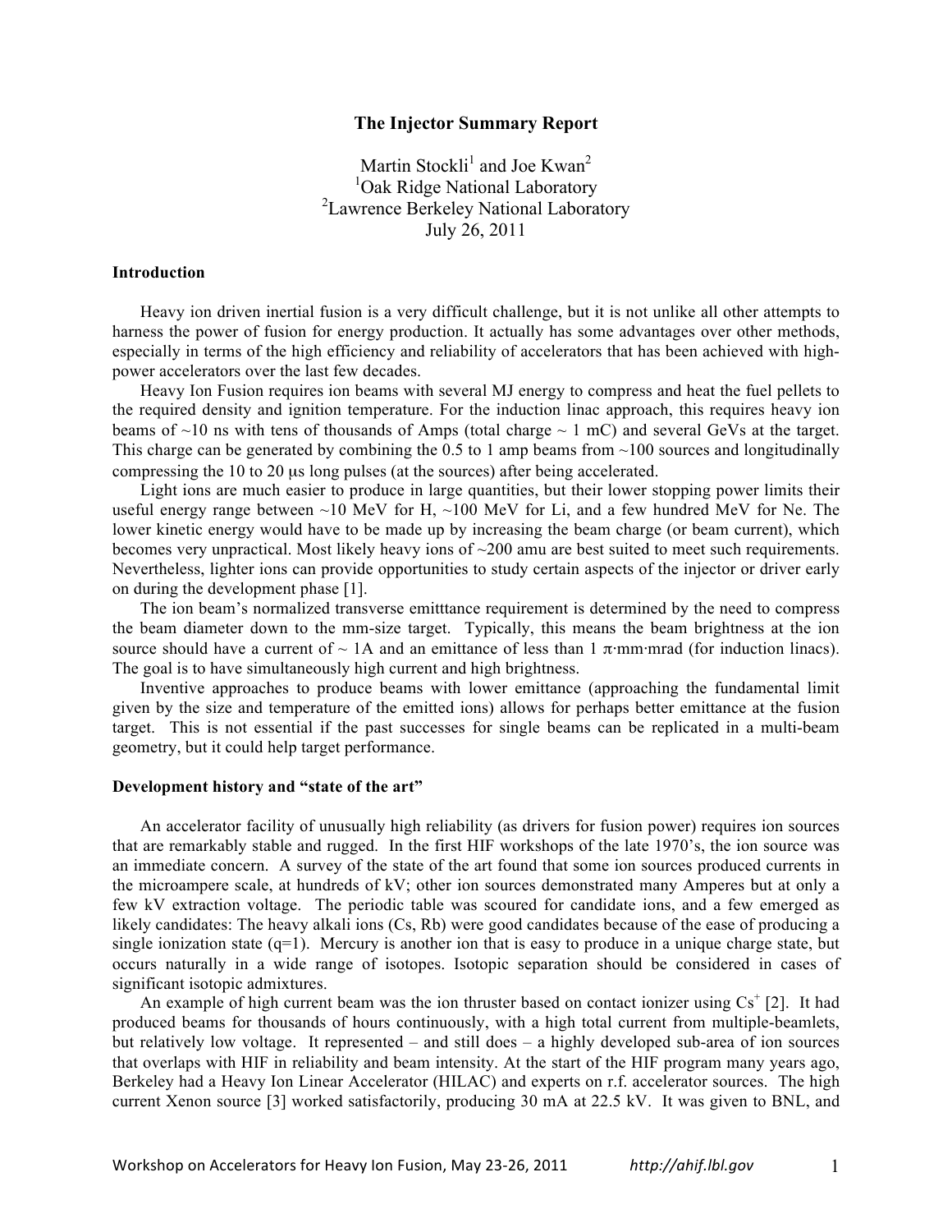# The Injector Summary Report

Martin Stockli[1] and Joe Kwan[2]
[1]Oak Ridge National Laboratory
[2]Lawrence Berkeley National Laboratory
July 26, 2011

## Introduction

Heavy ion driven inertial fusion is a very difficult challenge, but it is not unlike all other attempts to harness the power of fusion for energy production. It actually has some advantages over other methods, especially in terms of the high efficiency and reliability of accelerators that has been achieved with high-power accelerators over the last few decades.

Heavy Ion Fusion requires ion beams with several MJ energy to compress and heat the fuel pellets to the required density and ignition temperature. For the induction linac approach, this requires heavy ion beams of ~10 ns with tens of thousands of Amps (total charge ~ 1 mC) and several GeVs at the target. This charge can be generated by combining the 0.5 to 1 amp beams from ~100 sources and longitudinally compressing the 10 to 20 μs long pulses (at the sources) after being accelerated.

Light ions are much easier to produce in large quantities, but their lower stopping power limits their useful energy range between ~10 MeV for H, ~100 MeV for Li, and a few hundred MeV for Ne. The lower kinetic energy would have to be made up by increasing the beam charge (or beam current), which becomes very unpractical. Most likely heavy ions of ~200 amu are best suited to meet such requirements. Nevertheless, lighter ions can provide opportunities to study certain aspects of the injector or driver early on during the development phase [1].

The ion beam's normalized transverse emitttance requirement is determined by the need to compress the beam diameter down to the mm-size target. Typically, this means the beam brightness at the ion source should have a current of ~ 1A and an emittance of less than 1 π·mm·mrad (for induction linacs). The goal is to have simultaneously high current and high brightness.

Inventive approaches to produce beams with lower emittance (approaching the fundamental limit given by the size and temperature of the emitted ions) allows for perhaps better emittance at the fusion target. This is not essential if the past successes for single beams can be replicated in a multi-beam geometry, but it could help target performance.

## Development history and "state of the art"

An accelerator facility of unusually high reliability (as drivers for fusion power) requires ion sources that are remarkably stable and rugged. In the first HIF workshops of the late 1970's, the ion source was an immediate concern. A survey of the state of the art found that some ion sources produced currents in the microampere scale, at hundreds of kV; other ion sources demonstrated many Amperes but at only a few kV extraction voltage. The periodic table was scoured for candidate ions, and a few emerged as likely candidates: The heavy alkali ions (Cs, Rb) were good candidates because of the ease of producing a single ionization state (q=1). Mercury is another ion that is easy to produce in a unique charge state, but occurs naturally in a wide range of isotopes. Isotopic separation should be considered in cases of significant isotopic admixtures.

An example of high current beam was the ion thruster based on contact ionizer using $Cs^+$ [2]. It had produced beams for thousands of hours continuously, with a high total current from multiple-beamlets, but relatively low voltage. It represented – and still does – a highly developed sub-area of ion sources that overlaps with HIF in reliability and beam intensity. At the start of the HIF program many years ago, Berkeley had a Heavy Ion Linear Accelerator (HILAC) and experts on r.f. accelerator sources. The high current Xenon source [3] worked satisfactorily, producing 30 mA at 22.5 kV. It was given to BNL, and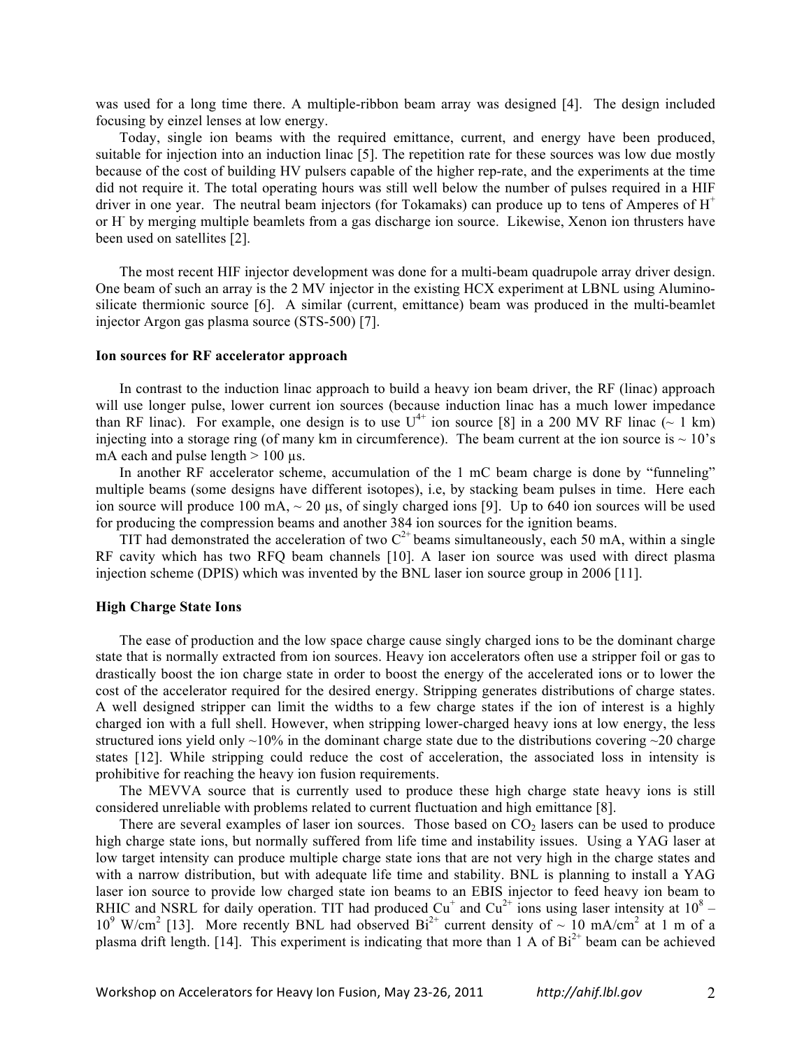was used for a long time there. A multiple-ribbon beam array was designed [4]. The design included focusing by einzel lenses at low energy.

Today, single ion beams with the required emittance, current, and energy have been produced, suitable for injection into an induction linac [5]. The repetition rate for these sources was low due mostly because of the cost of building HV pulsers capable of the higher rep-rate, and the experiments at the time did not require it. The total operating hours was still well below the number of pulses required in a HIF driver in one year. The neutral beam injectors (for Tokamaks) can produce up to tens of Amperes of $H^+$ or $H^-$ by merging multiple beamlets from a gas discharge ion source. Likewise, Xenon ion thrusters have been used on satellites [2].

The most recent HIF injector development was done for a multi-beam quadrupole array driver design. One beam of such an array is the 2 MV injector in the existing HCX experiment at LBNL using Alumino-silicate thermionic source [6]. A similar (current, emittance) beam was produced in the multi-beamlet injector Argon gas plasma source (STS-500) [7].

### Ion sources for RF accelerator approach

In contrast to the induction linac approach to build a heavy ion beam driver, the RF (linac) approach will use longer pulse, lower current ion sources (because induction linac has a much lower impedance than RF linac). For example, one design is to use $U^{4+}$ ion source [8] in a 200 MV RF linac (~ 1 km) injecting into a storage ring (of many km in circumference). The beam current at the ion source is ~ 10's mA each and pulse length > 100 μs.

In another RF accelerator scheme, accumulation of the 1 mC beam charge is done by "funneling" multiple beams (some designs have different isotopes), i.e, by stacking beam pulses in time. Here each ion source will produce 100 mA, ~ 20 μs, of singly charged ions [9]. Up to 640 ion sources will be used for producing the compression beams and another 384 ion sources for the ignition beams.

TIT had demonstrated the acceleration of two $C^{2+}$ beams simultaneously, each 50 mA, within a single RF cavity which has two RFQ beam channels [10]. A laser ion source was used with direct plasma injection scheme (DPIS) which was invented by the BNL laser ion source group in 2006 [11].

### High Charge State Ions

The ease of production and the low space charge cause singly charged ions to be the dominant charge state that is normally extracted from ion sources. Heavy ion accelerators often use a stripper foil or gas to drastically boost the ion charge state in order to boost the energy of the accelerated ions or to lower the cost of the accelerator required for the desired energy. Stripping generates distributions of charge states. A well designed stripper can limit the widths to a few charge states if the ion of interest is a highly charged ion with a full shell. However, when stripping lower-charged heavy ions at low energy, the less structured ions yield only ~10% in the dominant charge state due to the distributions covering ~20 charge states [12]. While stripping could reduce the cost of acceleration, the associated loss in intensity is prohibitive for reaching the heavy ion fusion requirements.

The MEVVA source that is currently used to produce these high charge state heavy ions is still considered unreliable with problems related to current fluctuation and high emittance [8].

There are several examples of laser ion sources. Those based on $CO_2$ lasers can be used to produce high charge state ions, but normally suffered from life time and instability issues. Using a YAG laser at low target intensity can produce multiple charge state ions that are not very high in the charge states and with a narrow distribution, but with adequate life time and stability. BNL is planning to install a YAG laser ion source to provide low charged state ion beams to an EBIS injector to feed heavy ion beam to RHIC and NSRL for daily operation. TIT had produced $Cu^+$ and $Cu^{2+}$ ions using laser intensity at $10^8$ – $10^9$ W/cm$^2$ [13]. More recently BNL had observed $Bi^{2+}$ current density of ~ 10 mA/cm$^2$ at 1 m of a plasma drift length. [14]. This experiment is indicating that more than 1 A of $Bi^{2+}$ beam can be achieved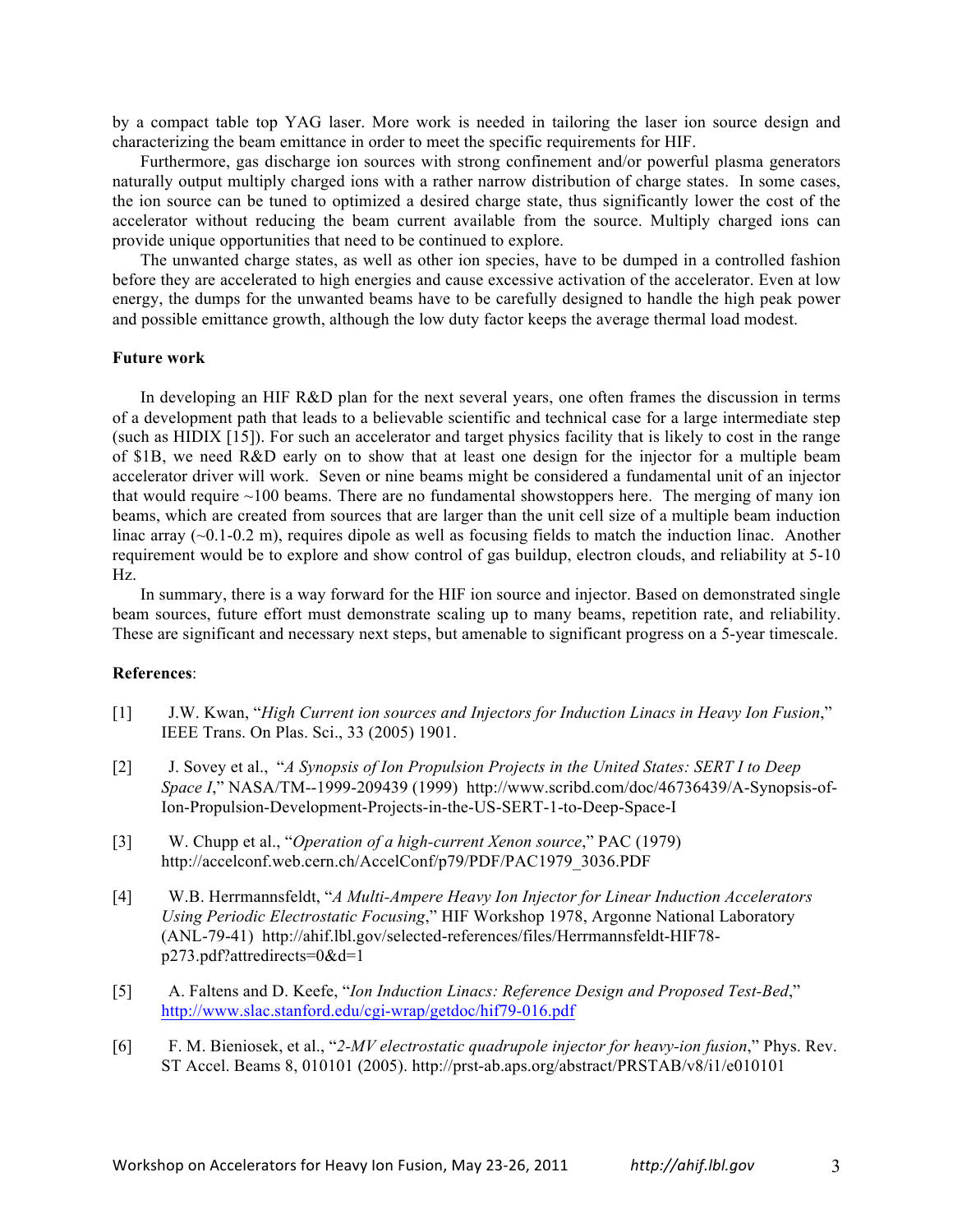by a compact table top YAG laser. More work is needed in tailoring the laser ion source design and characterizing the beam emittance in order to meet the specific requirements for HIF.

Furthermore, gas discharge ion sources with strong confinement and/or powerful plasma generators naturally output multiply charged ions with a rather narrow distribution of charge states. In some cases, the ion source can be tuned to optimized a desired charge state, thus significantly lower the cost of the accelerator without reducing the beam current available from the source. Multiply charged ions can provide unique opportunities that need to be continued to explore.

The unwanted charge states, as well as other ion species, have to be dumped in a controlled fashion before they are accelerated to high energies and cause excessive activation of the accelerator. Even at low energy, the dumps for the unwanted beams have to be carefully designed to handle the high peak power and possible emittance growth, although the low duty factor keeps the average thermal load modest.

**Future work**

In developing an HIF R&D plan for the next several years, one often frames the discussion in terms of a development path that leads to a believable scientific and technical case for a large intermediate step (such as HIDIX [15]). For such an accelerator and target physics facility that is likely to cost in the range of $1B, we need R&D early on to show that at least one design for the injector for a multiple beam accelerator driver will work. Seven or nine beams might be considered a fundamental unit of an injector that would require ~100 beams. There are no fundamental showstoppers here. The merging of many ion beams, which are created from sources that are larger than the unit cell size of a multiple beam induction linac array (~0.1-0.2 m), requires dipole as well as focusing fields to match the induction linac. Another requirement would be to explore and show control of gas buildup, electron clouds, and reliability at 5-10 Hz.

In summary, there is a way forward for the HIF ion source and injector. Based on demonstrated single beam sources, future effort must demonstrate scaling up to many beams, repetition rate, and reliability. These are significant and necessary next steps, but amenable to significant progress on a 5-year timescale.

**References**:

[1] J.W. Kwan, "*High Current ion sources and Injectors for Induction Linacs in Heavy Ion Fusion*," IEEE Trans. On Plas. Sci., 33 (2005) 1901.

[2] J. Sovey et al., "*A Synopsis of Ion Propulsion Projects in the United States: SERT I to Deep Space I*," NASA/TM--1999-209439 (1999) http://www.scribd.com/doc/46736439/A-Synopsis-of-Ion-Propulsion-Development-Projects-in-the-US-SERT-1-to-Deep-Space-I

[3] W. Chupp et al., "*Operation of a high-current Xenon source*," PAC (1979) http://accelconf.web.cern.ch/AccelConf/p79/PDF/PAC1979_3036.PDF

[4] W.B. Herrmannsfeldt, "*A Multi-Ampere Heavy Ion Injector for Linear Induction Accelerators Using Periodic Electrostatic Focusing*," HIF Workshop 1978, Argonne National Laboratory (ANL-79-41) http://ahif.lbl.gov/selected-references/files/Herrmannsfeldt-HIF78-p273.pdf?attredirects=0&d=1

[5] A. Faltens and D. Keefe, "*Ion Induction Linacs: Reference Design and Proposed Test-Bed*," http://www.slac.stanford.edu/cgi-wrap/getdoc/hif79-016.pdf

[6] F. M. Bieniosek, et al., "*2-MV electrostatic quadrupole injector for heavy-ion fusion*," Phys. Rev. ST Accel. Beams 8, 010101 (2005). http://prst-ab.aps.org/abstract/PRSTAB/v8/i1/e010101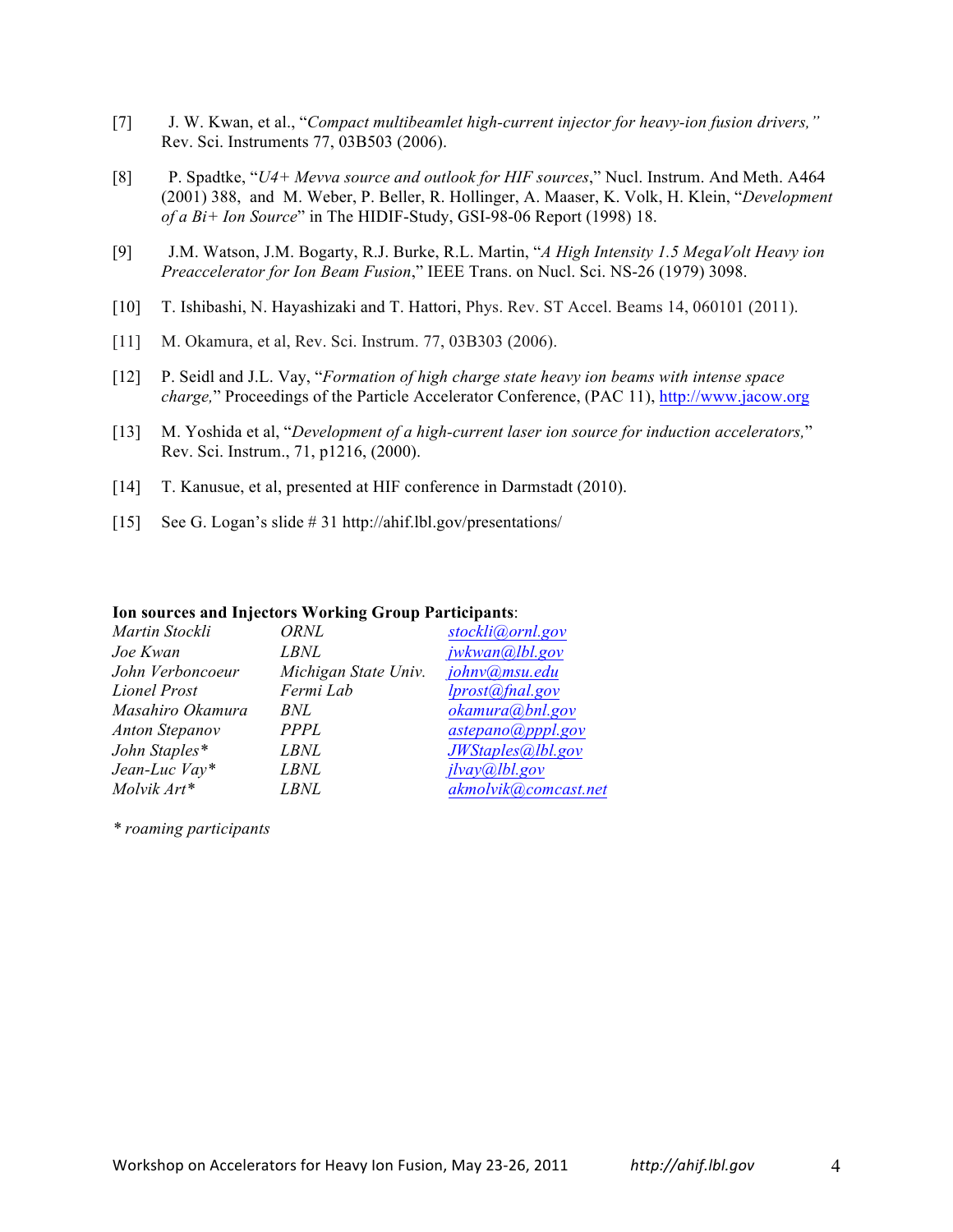[7] J. W. Kwan, et al., "*Compact multibeamlet high-current injector for heavy-ion fusion drivers,*" Rev. Sci. Instruments 77, 03B503 (2006).

[8] P. Spadtke, "*U4+ Mevva source and outlook for HIF sources*," Nucl. Instrum. And Meth. A464 (2001) 388, and M. Weber, P. Beller, R. Hollinger, A. Maaser, K. Volk, H. Klein, "*Development of a Bi+ Ion Source*" in The HIDIF-Study, GSI-98-06 Report (1998) 18.

[9] J.M. Watson, J.M. Bogarty, R.J. Burke, R.L. Martin, "*A High Intensity 1.5 MegaVolt Heavy ion Preaccelerator for Ion Beam Fusion*," IEEE Trans. on Nucl. Sci. NS-26 (1979) 3098.

[10] T. Ishibashi, N. Hayashizaki and T. Hattori, Phys. Rev. ST Accel. Beams 14, 060101 (2011).

[11] M. Okamura, et al, Rev. Sci. Instrum. 77, 03B303 (2006).

[12] P. Seidl and J.L. Vay, "*Formation of high charge state heavy ion beams with intense space charge,*" Proceedings of the Particle Accelerator Conference, (PAC 11), http://www.jacow.org

[13] M. Yoshida et al, "*Development of a high-current laser ion source for induction accelerators,*" Rev. Sci. Instrum., 71, p1216, (2000).

[14] T. Kanusue, et al, presented at HIF conference in Darmstadt (2010).

[15] See G. Logan's slide # 31 http://ahif.lbl.gov/presentations/

**Ion sources and Injectors Working Group Participants**:

| | | |
|---|---|---|
| *Martin Stockli* | *ORNL* | stockli@ornl.gov |
| *Joe Kwan* | *LBNL* | jwkwan@lbl.gov |
| *John Verboncoeur* | *Michigan State Univ.* | johnv@msu.edu |
| *Lionel Prost* | *Fermi Lab* | lprost@fnal.gov |
| *Masahiro Okamura* | *BNL* | okamura@bnl.gov |
| *Anton Stepanov* | *PPPL* | astepano@pppl.gov |
| *John Staples** | *LBNL* | JWStaples@lbl.gov |
| *Jean-Luc Vay** | *LBNL* | jlvay@lbl.gov |
| *Molvik Art** | *LBNL* | akmolvik@comcast.net |

*\* roaming participants*